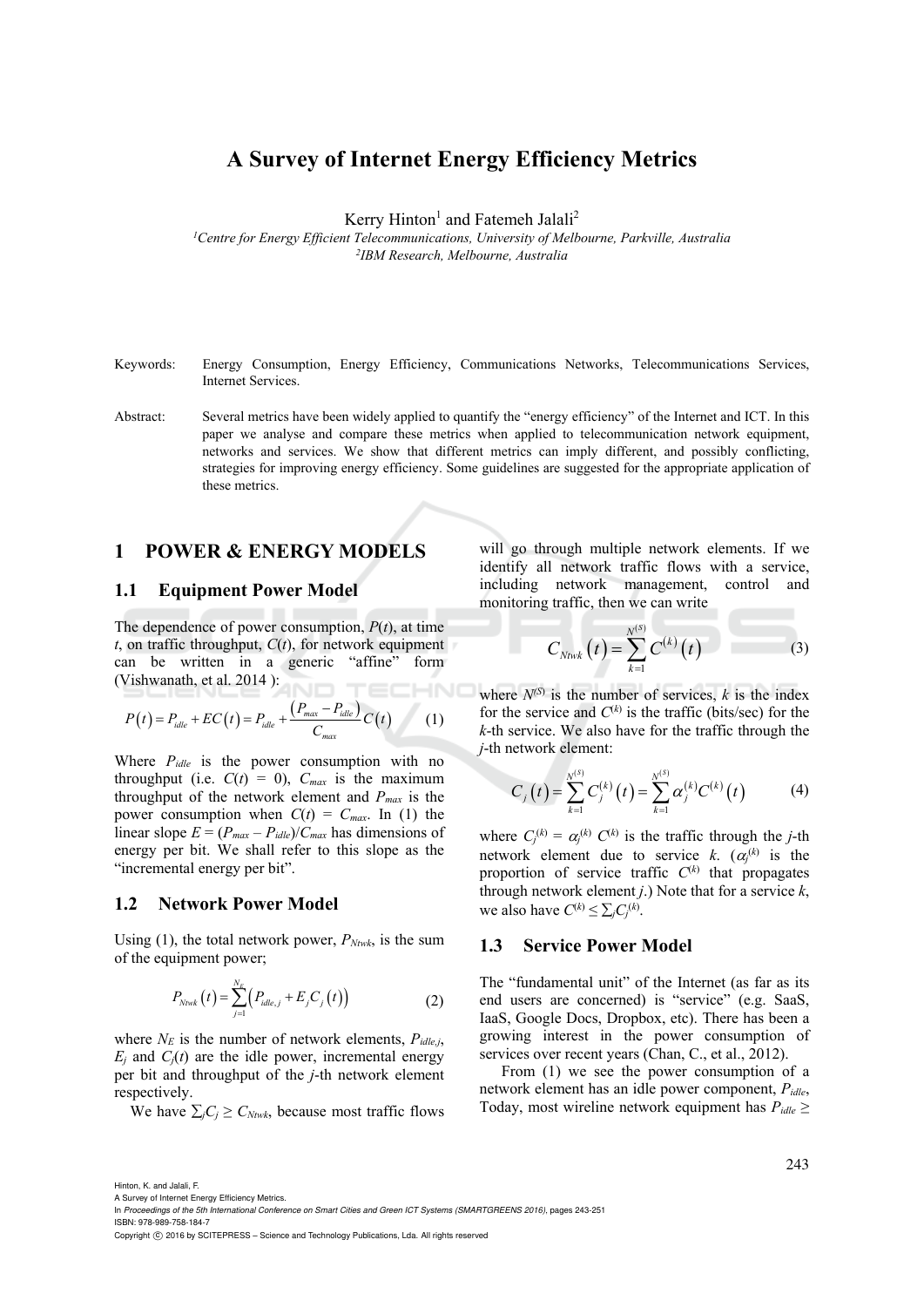# A Survey of Internet Energy Efficiency Metrics

Kerry Hinton[1] and Fatemeh Jalali[2]

[1]Centre for Energy Efficient Telecommunications, University of Melbourne, Parkville, Australia
[2]IBM Research, Melbourne, Australia

Keywords: Energy Consumption, Energy Efficiency, Communications Networks, Telecommunications Services, Internet Services.

Abstract: Several metrics have been widely applied to quantify the "energy efficiency" of the Internet and ICT. In this paper we analyse and compare these metrics when applied to telecommunication network equipment, networks and services. We show that different metrics can imply different, and possibly conflicting, strategies for improving energy efficiency. Some guidelines are suggested for the appropriate application of these metrics.

## 1 POWER & ENERGY MODELS

### 1.1 Equipment Power Model

The dependence of power consumption, $P(t)$, at time $t$, on traffic throughput, $C(t)$, for network equipment can be written in a generic "affine" form (Vishwanath, et al. 2014 ):

$$P(t) = P_{idle} + EC(t) = P_{idle} + \frac{(P_{max} - P_{idle})}{C_{max}} C(t) \quad (1)$$

Where $P_{idle}$ is the power consumption with no throughput (i.e. $C(t) = 0$), $C_{max}$ is the maximum throughput of the network element and $P_{max}$ is the power consumption when $C(t) = C_{max}$. In (1) the linear slope $E = (P_{max} - P_{idle})/C_{max}$ has dimensions of energy per bit. We shall refer to this slope as the "incremental energy per bit".

### 1.2 Network Power Model

Using (1), the total network power, $P_{Ntwk}$, is the sum of the equipment power;

$$P_{Ntwk}(t) = \sum_{j=1}^{N_E} \left( P_{idle,j} + E_j C_j(t) \right) \quad (2)$$

where $N_E$ is the number of network elements, $P_{idle,j}$, $E_j$ and $C_j(t)$ are the idle power, incremental energy per bit and throughput of the $j$-th network element respectively.

We have $\sum_j C_j \geq C_{Ntwk}$, because most traffic flows will go through multiple network elements. If we identify all network traffic flows with a service, including network management, control and monitoring traffic, then we can write

$$C_{Ntwk}(t) = \sum_{k=1}^{N^{(S)}} C^{(k)}(t) \quad (3)$$

where $N^{(S)}$ is the number of services, $k$ is the index for the service and $C^{(k)}$ is the traffic (bits/sec) for the $k$-th service. We also have for the traffic through the $j$-th network element:

$$C_j(t) = \sum_{k=1}^{N^{(S)}} C_j^{(k)}(t) = \sum_{k=1}^{N^{(S)}} \alpha_j^{(k)} C^{(k)}(t) \quad (4)$$

where $C_j^{(k)} = \alpha_j^{(k)} C^{(k)}$ is the traffic through the $j$-th network element due to service $k$. ($\alpha_j^{(k)}$ is the proportion of service traffic $C^{(k)}$ that propagates through network element $j$.) Note that for a service $k$, we also have $C^{(k)} \leq \sum_j C_j^{(k)}$.

### 1.3 Service Power Model

The "fundamental unit" of the Internet (as far as its end users are concerned) is "service" (e.g. SaaS, IaaS, Google Docs, Dropbox, etc). There has been a growing interest in the power consumption of services over recent years (Chan, C., et al., 2012).

From (1) we see the power consumption of a network element has an idle power component, $P_{idle}$, Today, most wireline network equipment has $P_{idle} \geq$

Hinton, K. and Jalali, F.
A Survey of Internet Energy Efficiency Metrics.
In *Proceedings of the 5th International Conference on Smart Cities and Green ICT Systems (SMARTGREENS 2016)*, pages 243-251
ISBN: 978-989-758-184-7
Copyright © 2016 by SCITEPRESS – Science and Technology Publications, Lda. All rights reserved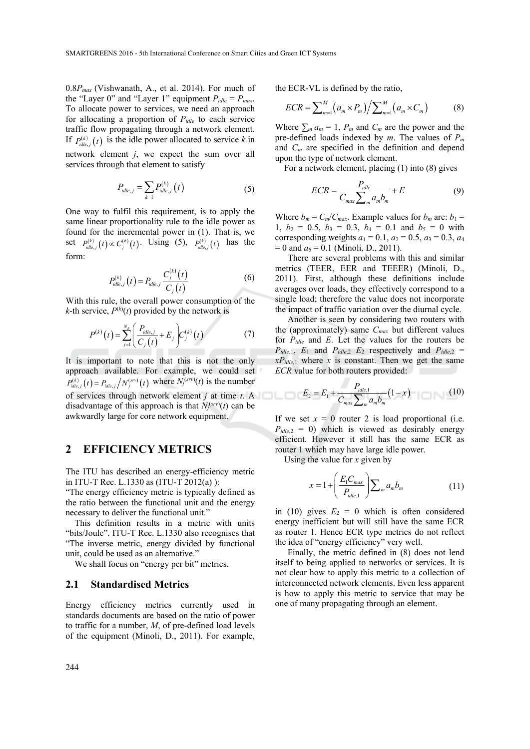$0.8P_{max}$ (Vishwanath, A., et al. 2014). For much of the "Layer 0" and "Layer 1" equipment $P_{idle} = P_{max}$. To allocate power to services, we need an approach for allocating a proportion of $P_{idle}$ to each service traffic flow propagating through a network element. If $P_{idle,j}^{(k)}(t)$ is the idle power allocated to service $k$ in network element $j$, we expect the sum over all services through that element to satisfy

$$P_{idle,j} = \sum_{k=1} P_{idle,j}^{(k)}(t) \tag{5}$$

One way to fulfil this requirement, is to apply the same linear proportionality rule to the idle power as found for the incremental power in (1). That is, we set $P_{idle,j}^{(k)}(t) \propto C_j^{(k)}(t)$. Using (5), $P_{idle,j}^{(k)}(t)$ has the form:

$$P_{idle,j}^{(k)}(t) = P_{idle,j} \frac{C_j^{(k)}(t)}{C_j(t)} \tag{6}$$

With this rule, the overall power consumption of the $k$-th service, $P^{(k)}(t)$ provided by the network is

$$P^{(k)}(t) = \sum_{j=1}^{N_E} \left( \frac{P_{idle,j}}{C_j(t)} + E_j \right) C_j^{(k)}(t) \tag{7}$$

It is important to note that this is not the only approach available. For example, we could set $P_{idle,j}^{(k)}(t) = P_{idle,j} \big/ N_j^{(srv)}(t)$ where $N_j^{(srv)}(t)$ is the number of services through network element $j$ at time $t$. A disadvantage of this approach is that $N_j^{(srv)}(t)$ can be awkwardly large for core network equipment.

## 2 EFFICIENCY METRICS

The ITU has described an energy-efficiency metric in ITU-T Rec. L.1330 as (ITU-T 2012(a) ):

"The energy efficiency metric is typically defined as the ratio between the functional unit and the energy necessary to deliver the functional unit."

This definition results in a metric with units "bits/Joule". ITU-T Rec. L.1330 also recognises that "The inverse metric, energy divided by functional unit, could be used as an alternative."

We shall focus on "energy per bit" metrics.

### 2.1 Standardised Metrics

Energy efficiency metrics currently used in standards documents are based on the ratio of power to traffic for a number, $M$, of pre-defined load levels of the equipment (Minoli, D., 2011). For example, the ECR-VL is defined by the ratio,

$$ECR = \sum_{m=1}^{M} \left( a_m \times P_m \right) \Big/ \sum_{m=1}^{M} \left( a_m \times C_m \right) \tag{8}$$

Where $\sum_m a_m = 1$, $P_m$ and $C_m$ are the power and the pre-defined loads indexed by $m$. The values of $P_m$ and $C_m$ are specified in the definition and depend upon the type of network element.

For a network element, placing (1) into (8) gives

$$ECR = \frac{P_{idle}}{C_{max} \sum_m a_m b_m} + E \tag{9}$$

Where $b_m = C_m/C_{max}$. Example values for $b_m$ are: $b_1 = 1$, $b_2 = 0.5$, $b_3 = 0.3$, $b_4 = 0.1$ and $b_5 = 0$ with corresponding weights $a_1 = 0.1$, $a_2 = 0.5$, $a_3 = 0.3$, $a_4 = 0$ and $a_5 = 0.1$ (Minoli, D., 2011).

There are several problems with this and similar metrics (TEER, EER and TEEER) (Minoli, D., 2011). First, although these definitions include averages over loads, they effectively correspond to a single load; therefore the value does not incorporate the impact of traffic variation over the diurnal cycle.

Another is seen by considering two routers with the (approximately) same $C_{max}$ but different values for $P_{idle}$ and $E$. Let the values for the routers be $P_{idle,1}$, $E_1$ and $P_{idle,2}$ $E_2$ respectively and $P_{idle,2} = xP_{idle,1}$ where $x$ is constant. Then we get the same $ECR$ value for both routers provided:

$$E_2 = E_1 + \frac{P_{idle,1}}{C_{max} \sum_m a_m b_m} (1 - x) \tag{10}$$

If we set $x = 0$ router 2 is load proportional (i.e. $P_{idle,2} = 0$) which is viewed as desirably energy efficient. However it still has the same ECR as router 1 which may have large idle power.

Using the value for $x$ given by

$$x = 1 + \left( \frac{E_1 C_{max}}{P_{idle,1}} \right) \sum_m a_m b_m \tag{11}$$

in (10) gives $E_2 = 0$ which is often considered energy inefficient but will still have the same ECR as router 1. Hence ECR type metrics do not reflect the idea of "energy efficiency" very well.

Finally, the metric defined in (8) does not lend itself to being applied to networks or services. It is not clear how to apply this metric to a collection of interconnected network elements. Even less apparent is how to apply this metric to service that may be one of many propagating through an element.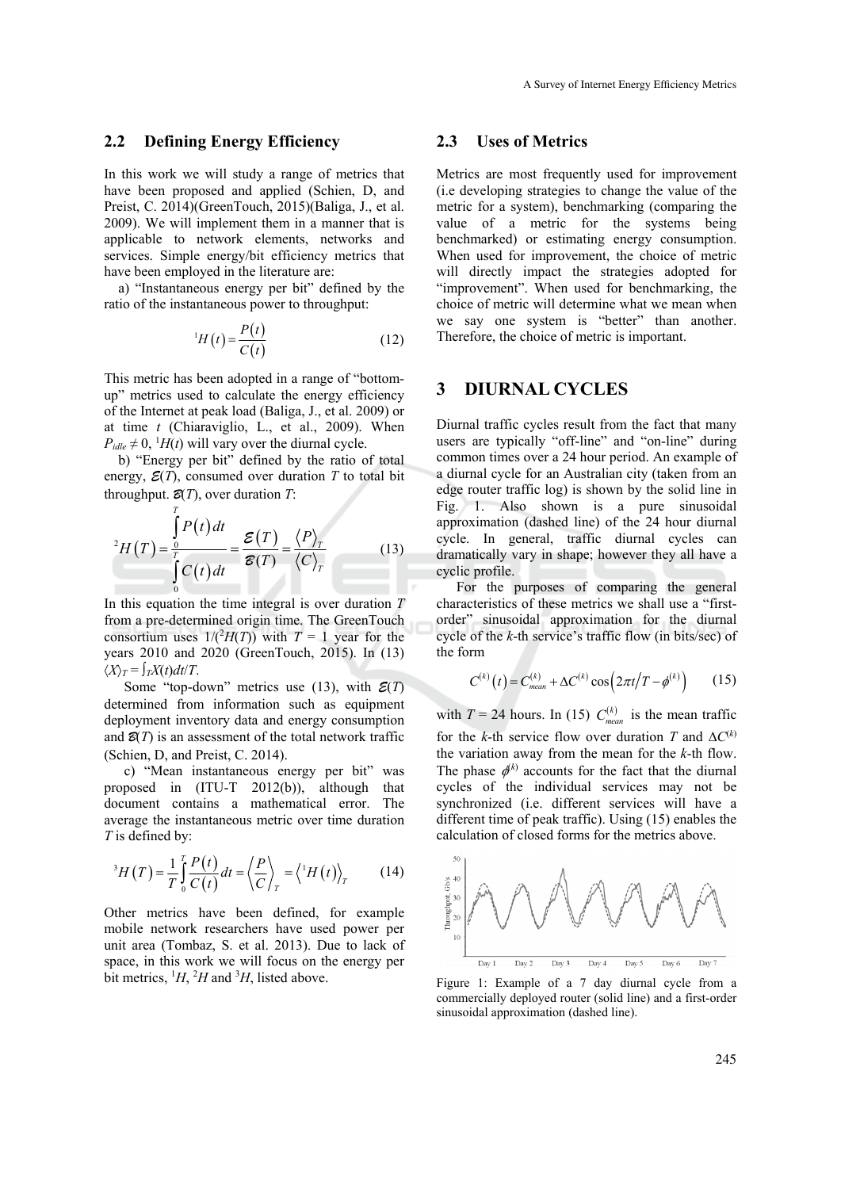## 2.2 Defining Energy Efficiency

In this work we will study a range of metrics that have been proposed and applied (Schien, D, and Preist, C. 2014)(GreenTouch, 2015)(Baliga, J., et al. 2009). We will implement them in a manner that is applicable to network elements, networks and services. Simple energy/bit efficiency metrics that have been employed in the literature are:

a) "Instantaneous energy per bit" defined by the ratio of the instantaneous power to throughput:

$$^{1}H(t) = \frac{P(t)}{C(t)} \tag{12}$$

This metric has been adopted in a range of "bottom-up" metrics used to calculate the energy efficiency of the Internet at peak load (Baliga, J., et al. 2009) or at time $t$ (Chiaraviglio, L., et al., 2009). When $P_{idle} \neq 0$, $^{1}H(t)$ will vary over the diurnal cycle.

b) "Energy per bit" defined by the ratio of total energy, $\mathcal{E}(T)$, consumed over duration $T$ to total bit throughput. $\mathcal{B}(T)$, over duration $T$:

$$^{2}H(T) = \frac{\int_0^T P(t)\,dt}{\int_0^T C(t)\,dt} = \frac{\mathcal{E}(T)}{\mathcal{B}(T)} = \frac{\langle P \rangle_T}{\langle C \rangle_T} \tag{13}$$

In this equation the time integral is over duration $T$ from a pre-determined origin time. The GreenTouch consortium uses $1/(^{2}H(T))$ with $T$ = 1 year for the years 2010 and 2020 (GreenTouch, 2015). In (13) $\langle X \rangle_T = \int_T X(t)dt/T$.

Some "top-down" metrics use (13), with $\mathcal{E}(T)$ determined from information such as equipment deployment inventory data and energy consumption and $\mathcal{B}(T)$ is an assessment of the total network traffic (Schien, D, and Preist, C. 2014).

c) "Mean instantaneous energy per bit" was proposed in (ITU-T 2012(b)), although that document contains a mathematical error. The average the instantaneous metric over time duration $T$ is defined by:

$$^{3}H(T) = \frac{1}{T}\int_0^T \frac{P(t)}{C(t)}\,dt = \left\langle \frac{P}{C} \right\rangle_T = \left\langle {}^{1}H(t) \right\rangle_T \tag{14}$$

Other metrics have been defined, for example mobile network researchers have used power per unit area (Tombaz, S. et al. 2013). Due to lack of space, in this work we will focus on the energy per bit metrics, $^{1}H$, $^{2}H$ and $^{3}H$, listed above.

## 2.3 Uses of Metrics

Metrics are most frequently used for improvement (i.e developing strategies to change the value of the metric for a system), benchmarking (comparing the value of a metric for the systems being benchmarked) or estimating energy consumption. When used for improvement, the choice of metric will directly impact the strategies adopted for "improvement". When used for benchmarking, the choice of metric will determine what we mean when we say one system is "better" than another. Therefore, the choice of metric is important.

# 3 DIURNAL CYCLES

Diurnal traffic cycles result from the fact that many users are typically "off-line" and "on-line" during common times over a 24 hour period. An example of a diurnal cycle for an Australian city (taken from an edge router traffic log) is shown by the solid line in Fig. 1. Also shown is a pure sinusoidal approximation (dashed line) of the 24 hour diurnal cycle. In general, traffic diurnal cycles can dramatically vary in shape; however they all have a cyclic profile.

For the purposes of comparing the general characteristics of these metrics we shall use a "first-order" sinusoidal approximation for the diurnal cycle of the $k$-th service's traffic flow (in bits/sec) of the form

$$C^{(k)}(t) = C^{(k)}_{mean} + \Delta C^{(k)} \cos\left(2\pi t/T - \phi^{(k)}\right) \tag{15}$$

with $T$ = 24 hours. In (15) $C^{(k)}_{mean}$ is the mean traffic for the $k$-th service flow over duration $T$ and $\Delta C^{(k)}$ the variation away from the mean for the $k$-th flow. The phase $\phi^{(k)}$ accounts for the fact that the diurnal cycles of the individual services may not be synchronized (i.e. different services will have a different time of peak traffic). Using (15) enables the calculation of closed forms for the metrics above.

Figure 1: Example of a 7 day diurnal cycle from a commercially deployed router (solid line) and a first-order sinusoidal approximation (dashed line).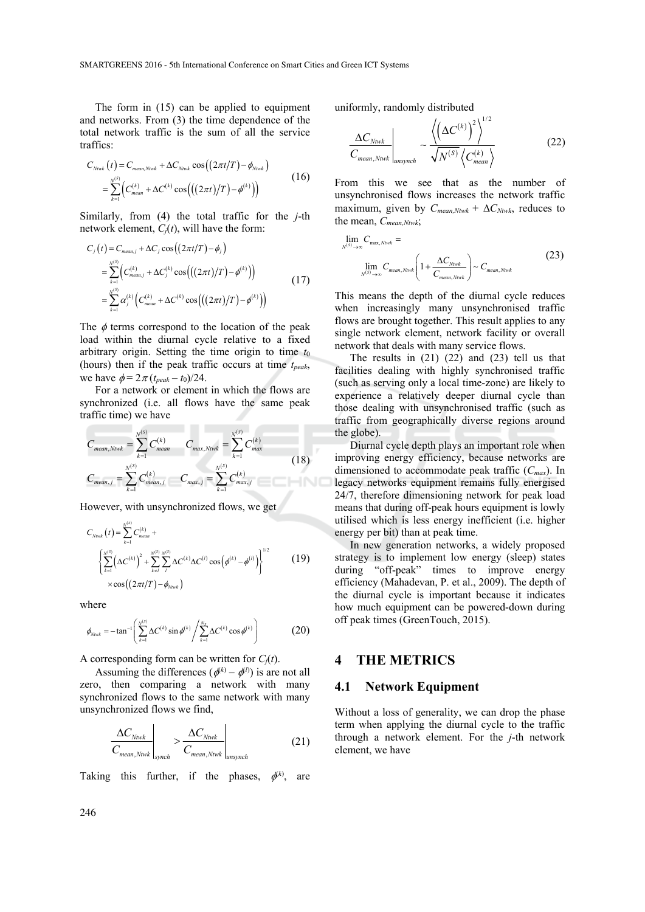The form in (15) can be applied to equipment and networks. From (3) the time dependence of the total network traffic is the sum of all the service traffics:

$$
\begin{aligned}
C_{Ntwk}(t) &= C_{mean,Ntwk} + \Delta C_{Ntwk}\cos\left((2\pi t/T) - \phi_{Ntwk}\right) \\
&= \sum_{k=1}^{N^{(S)}}\left(C_{mean}^{(k)} + \Delta C^{(k)}\cos\left(((2\pi t)/T) - \phi^{(k)}\right)\right)
\end{aligned}
\tag{16}
$$

Similarly, from (4) the total traffic for the *j*-th network element, $C_j(t)$, will have the form:

$$
\begin{aligned}
C_j(t) &= C_{mean,j} + \Delta C_j\cos\left((2\pi t/T) - \phi_j\right) \\
&= \sum_{k=1}^{N^{(S)}}\left(C_{mean,j}^{(k)} + \Delta C_j^{(k)}\cos\left(((2\pi t)/T) - \phi^{(k)}\right)\right) \\
&= \sum_{k=1}^{N^{(S)}}\alpha_j^{(k)}\left(C_{mean}^{(k)} + \Delta C^{(k)}\cos\left(((2\pi t)/T) - \phi^{(k)}\right)\right)
\end{aligned}
\tag{17}
$$

The $\phi$ terms correspond to the location of the peak load within the diurnal cycle relative to a fixed arbitrary origin. Setting the time origin to time $t_0$ (hours) then if the peak traffic occurs at time $t_{peak}$, we have $\phi = 2\pi(t_{peak} - t_0)/24$.

For a network or element in which the flows are synchronized (i.e. all flows have the same peak traffic time) we have

$$
\begin{aligned}
C_{mean,Ntwk} &= \sum_{k=1}^{N^{(S)}} C_{mean}^{(k)} \qquad C_{max,Ntwk} = \sum_{k=1}^{N^{(S)}} C_{max}^{(k)} \\
C_{mean,j} &= \sum_{k=1}^{N^{(S)}} C_{mean,j}^{(k)} \qquad C_{max,j} = \sum_{k=1}^{N^{(S)}} C_{max,j}^{(k)}
\end{aligned}
\tag{18}
$$

However, with unsynchronized flows, we get

$$
\begin{aligned}
C_{Ntwk}(t) &= \sum_{k=1}^{N^{(S)}} C_{mean}^{(k)} + \\
&\left\{\sum_{k=1}^{N^{(S)}}\left(\Delta C^{(k)}\right)^2 + \sum_{k\neq l}^{N^{(S)}}\sum_{l}^{N^{(S)}}\Delta C^{(k)}\Delta C^{(l)}\cos\left(\phi^{(k)} - \phi^{(l)}\right)\right\}^{1/2} \\
&\times\cos\left((2\pi t/T) - \phi_{Ntwk}\right)
\end{aligned}
\tag{19}
$$

where

$$
\phi_{Ntwk} = -\tan^{-1}\left(\sum_{k=1}^{N^{(S)}}\Delta C^{(k)}\sin\phi^{(k)} \Big/ \sum_{k=1}^{N_S}\Delta C^{(k)}\cos\phi^{(k)}\right)
\tag{20}
$$

A corresponding form can be written for $C_j(t)$.

Assuming the differences $(\phi^{(k)} - \phi^{(l)})$ is are not all zero, then comparing a network with many synchronized flows to the same network with many unsynchronized flows we find,

$$
\left.\frac{\Delta C_{Ntwk}}{C_{mean,Ntwk}}\right|_{synch} > \left.\frac{\Delta C_{Ntwk}}{C_{mean,Ntwk}}\right|_{unsynch}
\tag{21}
$$

Taking this further, if the phases, $\phi^{(k)}$, are uniformly, randomly distributed

$$
\left.\frac{\Delta C_{Ntwk}}{C_{mean,Ntwk}}\right|_{unsynch} \sim \frac{\left\langle\left(\Delta C^{(k)}\right)^2\right\rangle^{1/2}}{\sqrt{N^{(S)}}\left\langle C_{mean}^{(k)}\right\rangle}
\tag{22}
$$

From this we see that as the number of unsynchronised flows increases the network traffic maximum, given by $C_{mean,Ntwk} + \Delta C_{Ntwk}$, reduces to the mean, $C_{mean,Ntwk}$;

$$
\begin{aligned}
&\lim_{N^{(S)}\to\infty} C_{\max,Ntwk} = \\
&\qquad\lim_{N^{(S)}\to\infty} C_{mean,Ntwk}\left(1 + \frac{\Delta C_{Ntwk}}{C_{mean,Ntwk}}\right) \sim C_{mean,Ntwk}
\end{aligned}
\tag{23}
$$

This means the depth of the diurnal cycle reduces when increasingly many unsynchronised traffic flows are brought together. This result applies to any single network element, network facility or overall network that deals with many service flows.

The results in (21) (22) and (23) tell us that facilities dealing with highly synchronised traffic (such as serving only a local time-zone) are likely to experience a relatively deeper diurnal cycle than those dealing with unsynchronised traffic (such as traffic from geographically diverse regions around the globe).

Diurnal cycle depth plays an important role when improving energy efficiency, because networks are dimensioned to accommodate peak traffic ($C_{max}$). In legacy networks equipment remains fully energised 24/7, therefore dimensioning network for peak load means that during off-peak hours equipment is lowly utilised which is less energy inefficient (i.e. higher energy per bit) than at peak time.

In new generation networks, a widely proposed strategy is to implement low energy (sleep) states during "off-peak" times to improve energy efficiency (Mahadevan, P. et al., 2009). The depth of the diurnal cycle is important because it indicates how much equipment can be powered-down during off peak times (GreenTouch, 2015).

## 4 THE METRICS

### 4.1 Network Equipment

Without a loss of generality, we can drop the phase term when applying the diurnal cycle to the traffic through a network element. For the *j*-th network element, we have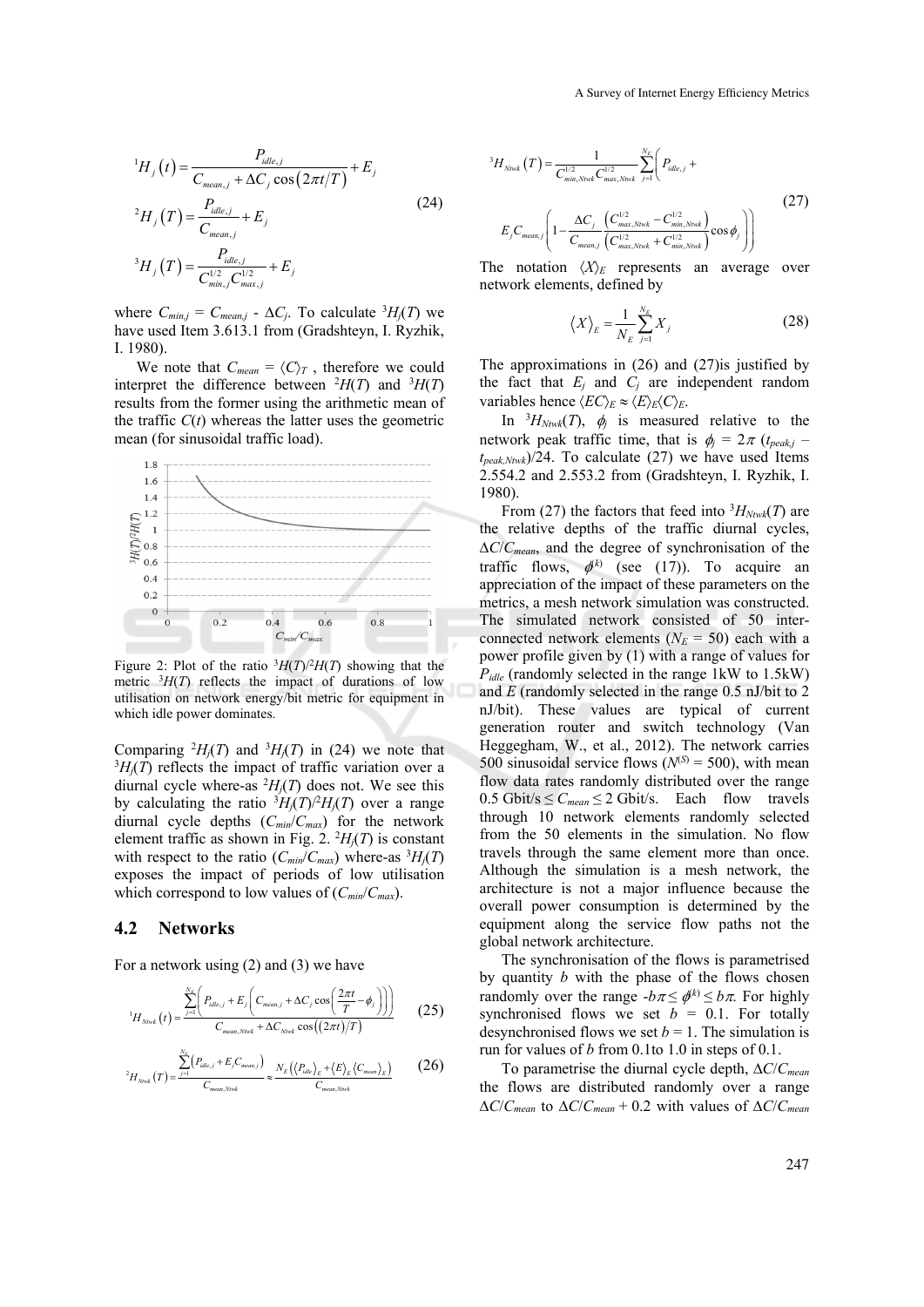$$
\begin{aligned}
{}^{1}H_j(t) &= \frac{P_{idle,j}}{C_{mean,j} + \Delta C_j \cos(2\pi t/T)} + E_j \\
{}^{2}H_j(T) &= \frac{P_{idle,j}}{C_{mean,j}} + E_j \\
{}^{3}H_j(T) &= \frac{P_{idle,j}}{C_{min,j}^{1/2} C_{max,j}^{1/2}} + E_j
\end{aligned}
\tag{24}
$$

where $C_{min,j} = C_{mean,j} - \Delta C_j$. To calculate ${}^{3}H_j(T)$ we have used Item 3.613.1 from (Gradshteyn, I. Ryzhik, I. 1980).

We note that $C_{mean} = \langle C \rangle_T$, therefore we could interpret the difference between ${}^{2}H(T)$ and ${}^{3}H(T)$ results from the former using the arithmetic mean of the traffic $C(t)$ whereas the latter uses the geometric mean (for sinusoidal traffic load).

Figure 2: Plot of the ratio ${}^{3}H(T)/{}^{2}H(T)$ showing that the metric ${}^{3}H(T)$ reflects the impact of durations of low utilisation on network energy/bit metric for equipment in which idle power dominates.

Comparing ${}^{2}H_j(T)$ and ${}^{3}H_j(T)$ in (24) we note that ${}^{3}H_j(T)$ reflects the impact of traffic variation over a diurnal cycle where-as ${}^{2}H_j(T)$ does not. We see this by calculating the ratio ${}^{3}H_j(T)/{}^{2}H_j(T)$ over a range diurnal cycle depths ($C_{min}/C_{max}$) for the network element traffic as shown in Fig. 2. ${}^{2}H_j(T)$ is constant with respect to the ratio ($C_{min}/C_{max}$) where-as ${}^{3}H_j(T)$ exposes the impact of periods of low utilisation which correspond to low values of ($C_{min}/C_{max}$).

## 4.2 Networks

For a network using (2) and (3) we have

$$
{}^{1}H_{Ntwk}(t) = \frac{\sum_{j=1}^{N_E}\left(P_{idle,j} + E_j\left(C_{mean,j} + \Delta C_j \cos\left(\frac{2\pi t}{T} - \phi_j\right)\right)\right)}{C_{mean,Ntwk} + \Delta C_{Ntwk}\cos\left((2\pi t)/T\right)}
\tag{25}
$$

$$
{}^{2}H_{Ntwk}(T) = \frac{\sum_{j=1}^{N_E}\left(P_{idle,j} + E_j C_{mean,j}\right)}{C_{mean,Ntwk}} \approx \frac{N_E\left(\langle P_{idle}\rangle_E + \langle E\rangle_E \langle C_{mean}\rangle_E\right)}{C_{mean,Ntwk}}
\tag{26}
$$

$$
{}^{3}H_{Ntwk}(T) = \frac{1}{C_{min,Ntwk}^{1/2} C_{max,Ntwk}^{1/2}} \sum_{j=1}^{N_E}\left(P_{idle,j} + E_j C_{mean,j}\left(1 - \frac{\Delta C_j}{C_{mean,j}} \frac{\left(C_{max,Ntwk}^{1/2} - C_{min,Ntwk}^{1/2}\right)}{\left(C_{max,Ntwk}^{1/2} + C_{min,Ntwk}^{1/2}\right)}\cos\phi_j\right)\right)
\tag{27}
$$

The notation $\langle X \rangle_E$ represents an average over network elements, defined by

$$
\langle X \rangle_E = \frac{1}{N_E}\sum_{j=1}^{N_E} X_j
\tag{28}
$$

The approximations in (26) and (27)is justified by the fact that $E_j$ and $C_j$ are independent random variables hence $\langle EC \rangle_E \approx \langle E \rangle_E \langle C \rangle_E$.

In ${}^{3}H_{Ntwk}(T)$, $\phi_j$ is measured relative to the network peak traffic time, that is $\phi_j = 2\pi\,(t_{peak,j} - t_{peak,Ntwk})/24$. To calculate (27) we have used Items 2.554.2 and 2.553.2 from (Gradshteyn, I. Ryzhik, I. 1980).

From (27) the factors that feed into ${}^{3}H_{Ntwk}(T)$ are the relative depths of the traffic diurnal cycles, $\Delta C/C_{mean}$, and the degree of synchronisation of the traffic flows, $\phi^{(k)}$ (see (17)). To acquire an appreciation of the impact of these parameters on the metrics, a mesh network simulation was constructed. The simulated network consisted of 50 inter-connected network elements ($N_E = 50$) each with a power profile given by (1) with a range of values for $P_{idle}$ (randomly selected in the range 1kW to 1.5kW) and $E$ (randomly selected in the range 0.5 nJ/bit to 2 nJ/bit). These values are typical of current generation router and switch technology (Van Heggegham, W., et al., 2012). The network carries 500 sinusoidal service flows ($N^{(S)} = 500$), with mean flow data rates randomly distributed over the range 0.5 Gbit/s $\le C_{mean} \le$ 2 Gbit/s. Each flow travels through 10 network elements randomly selected from the 50 elements in the simulation. No flow travels through the same element more than once. Although the simulation is a mesh network, the architecture is not a major influence because the overall power consumption is determined by the equipment along the service flow paths not the global network architecture.

The synchronisation of the flows is parametrised by quantity $b$ with the phase of the flows chosen randomly over the range $-b\pi \le \phi^{(k)} \le b\pi$. For highly synchronised flows we set $b = 0.1$. For totally desynchronised flows we set $b = 1$. The simulation is run for values of $b$ from 0.1to 1.0 in steps of 0.1.

To parametrise the diurnal cycle depth, $\Delta C/C_{mean}$ the flows are distributed randomly over a range $\Delta C/C_{mean}$ to $\Delta C/C_{mean} + 0.2$ with values of $\Delta C/C_{mean}$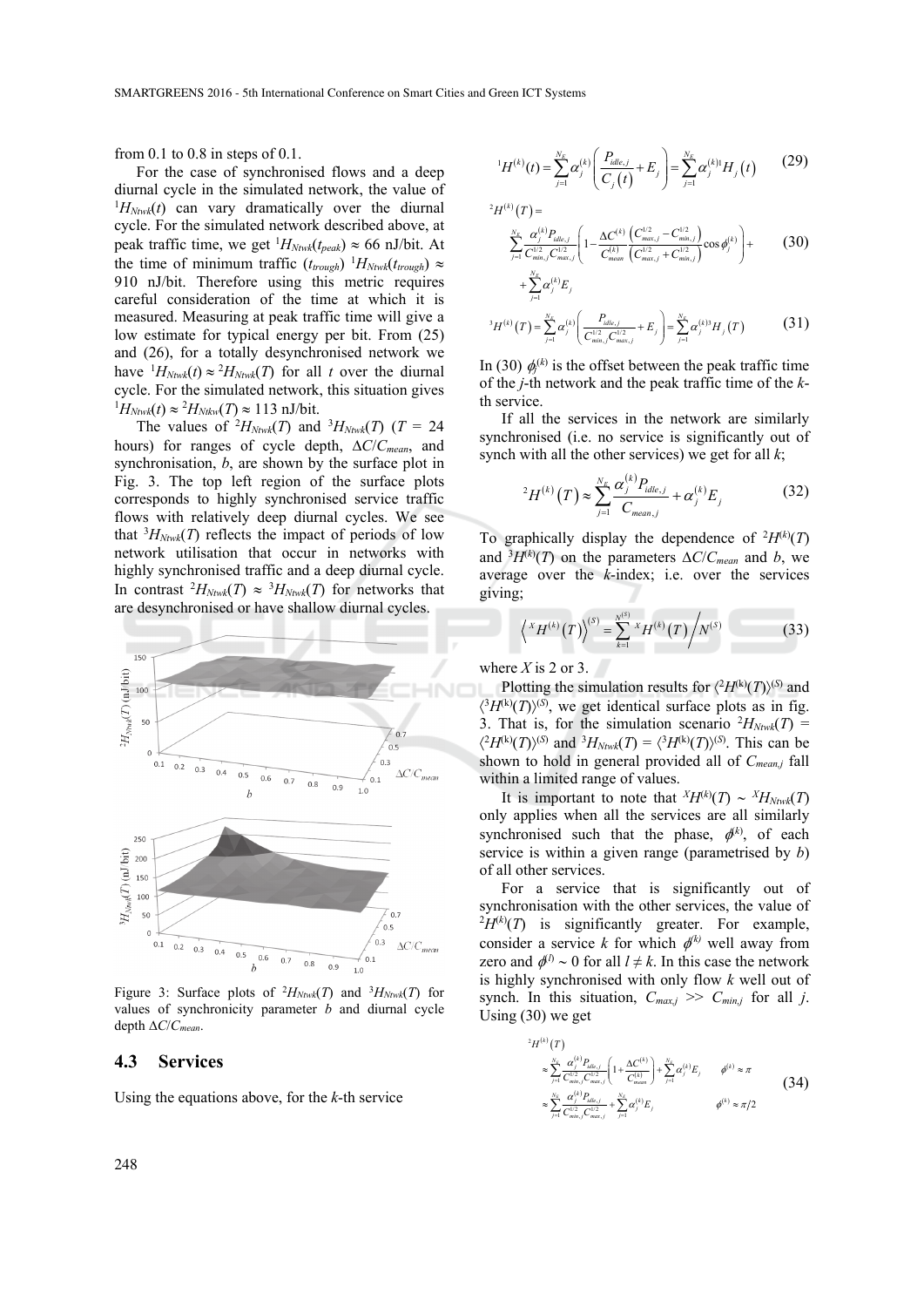from 0.1 to 0.8 in steps of 0.1.

For the case of synchronised flows and a deep diurnal cycle in the simulated network, the value of ${}^{1}H_{Ntwk}(t)$ can vary dramatically over the diurnal cycle. For the simulated network described above, at peak traffic time, we get ${}^{1}H_{Ntwk}(t_{peak}) \approx 66$ nJ/bit. At the time of minimum traffic ($t_{trough}$) ${}^{1}H_{Ntwk}(t_{trough}) \approx 910$ nJ/bit. Therefore using this metric requires careful consideration of the time at which it is measured. Measuring at peak traffic time will give a low estimate for typical energy per bit. From (25) and (26), for a totally desynchronised network we have ${}^{1}H_{Ntwk}(t) \approx {}^{2}H_{Ntwk}(T)$ for all $t$ over the diurnal cycle. For the simulated network, this situation gives ${}^{1}H_{Ntwk}(t) \approx {}^{2}H_{Ntkw}(T) \approx 113$ nJ/bit.

The values of ${}^{2}H_{Ntwk}(T)$ and ${}^{3}H_{Ntwk}(T)$ ($T$ = 24 hours) for ranges of cycle depth, $\Delta C/C_{mean}$, and synchronisation, $b$, are shown by the surface plot in Fig. 3. The top left region of the surface plots corresponds to highly synchronised service traffic flows with relatively deep diurnal cycles. We see that ${}^{3}H_{Ntwk}(T)$ reflects the impact of periods of low network utilisation that occur in networks with highly synchronised traffic and a deep diurnal cycle. In contrast ${}^{2}H_{Ntwk}(T) \approx {}^{3}H_{Ntwk}(T)$ for networks that are desynchronised or have shallow diurnal cycles.

Figure 3: Surface plots of ${}^{2}H_{Ntwk}(T)$ and ${}^{3}H_{Ntwk}(T)$ for values of synchronicity parameter $b$ and diurnal cycle depth $\Delta C/C_{mean}$.

### 4.3 Services

Using the equations above, for the $k$-th service

$$
{}^{1}H^{(k)}(t) = \sum_{j=1}^{N_E} \alpha_j^{(k)} \left( \frac{P_{idle,j}}{C_j(t)} + E_j \right) = \sum_{j=1}^{N_E} \alpha_j^{(k)1} H_j(t) \tag{29}
$$

$$
\begin{aligned}
{}^{2}H^{(k)}(T) = & \\
& \sum_{j=1}^{N_E} \frac{\alpha_j^{(k)} P_{idle,j}}{C_{min,j}^{1/2} C_{max,j}^{1/2}} \left( 1 - \frac{\Delta C^{(k)}}{C_{mean}^{(k)}} \frac{\left( C_{max,j}^{1/2} - C_{min,j}^{1/2} \right)}{\left( C_{max,j}^{1/2} + C_{min,j}^{1/2} \right)} \cos \phi_j^{(k)} \right) + \\
& + \sum_{j=1}^{N_E} \alpha_j^{(k)} E_j
\end{aligned} \tag{30}
$$

$$
{}^{3}H^{(k)}(T) = \sum_{j=1}^{N_E} \alpha_j^{(k)} \left( \frac{P_{idle,j}}{C_{min,j}^{1/2} C_{max,j}^{1/2}} + E_j \right) = \sum_{j=1}^{N_E} \alpha_j^{(k)3} H_j(T) \tag{31}
$$

In (30) $\phi_j^{(k)}$ is the offset between the peak traffic time of the $j$-th network and the peak traffic time of the $k$-th service.

If all the services in the network are similarly synchronised (i.e. no service is significantly out of synch with all the other services) we get for all $k$;

$$
{}^{2}H^{(k)}(T) \approx \sum_{j=1}^{N_E} \frac{\alpha_j^{(k)} P_{idle,j}}{C_{mean,j}} + \alpha_j^{(k)} E_j \tag{32}
$$

To graphically display the dependence of ${}^{2}H^{(k)}(T)$ and ${}^{3}H^{(k)}(T)$ on the parameters $\Delta C/C_{mean}$ and $b$, we average over the $k$-index; i.e. over the services giving;

$$
\left\langle {}^{X}H^{(k)}(T) \right\rangle^{(S)} = \sum_{k=1}^{N^{(S)}} {}^{X}H^{(k)}(T) \Big/ N^{(S)} \tag{33}
$$

where $X$ is 2 or 3.

Plotting the simulation results for $\langle {}^{2}H^{(k)}(T) \rangle^{(S)}$ and $\langle {}^{3}H^{(k)}(T) \rangle^{(S)}$, we get identical surface plots as in fig. 3. That is, for the simulation scenario ${}^{2}H_{Ntwk}(T) = \langle {}^{2}H^{(k)}(T) \rangle^{(S)}$ and ${}^{3}H_{Ntwk}(T) = \langle {}^{3}H^{(k)}(T) \rangle^{(S)}$. This can be shown to hold in general provided all of $C_{mean,j}$ fall within a limited range of values.

It is important to note that ${}^{X}H^{(k)}(T) \sim {}^{X}H_{Ntwk}(T)$ only applies when all the services are all similarly synchronised such that the phase, $\phi^{(k)}$, of each service is within a given range (parametrised by $b$) of all other services.

For a service that is significantly out of synchronisation with the other services, the value of ${}^{2}H^{(k)}(T)$ is significantly greater. For example, consider a service $k$ for which $\phi^{(k)}$ well away from zero and $\phi^{(l)} \sim 0$ for all $l \neq k$. In this case the network is highly synchronised with only flow $k$ well out of synch. In this situation, $C_{max,j} >> C_{min,j}$ for all $j$. Using (30) we get

$$
\begin{aligned}
{}^{2}H^{(k)}(T) & \\
& \approx \sum_{j=1}^{N_E} \frac{\alpha_j^{(k)} P_{idle,j}}{C_{min,j}^{1/2} C_{max,j}^{1/2}} \left( 1 + \frac{\Delta C^{(k)}}{C_{mean}^{(k)}} \right) + \sum_{j=1}^{N_E} \alpha_j^{(k)} E_j \qquad \phi^{(k)} \approx \pi \\
& \approx \sum_{j=1}^{N_E} \frac{\alpha_j^{(k)} P_{idle,j}}{C_{min,j}^{1/2} C_{max,j}^{1/2}} + \sum_{j=1}^{N_E} \alpha_j^{(k)} E_j \qquad \phi^{(k)} \approx \pi/2
\end{aligned} \tag{34}
$$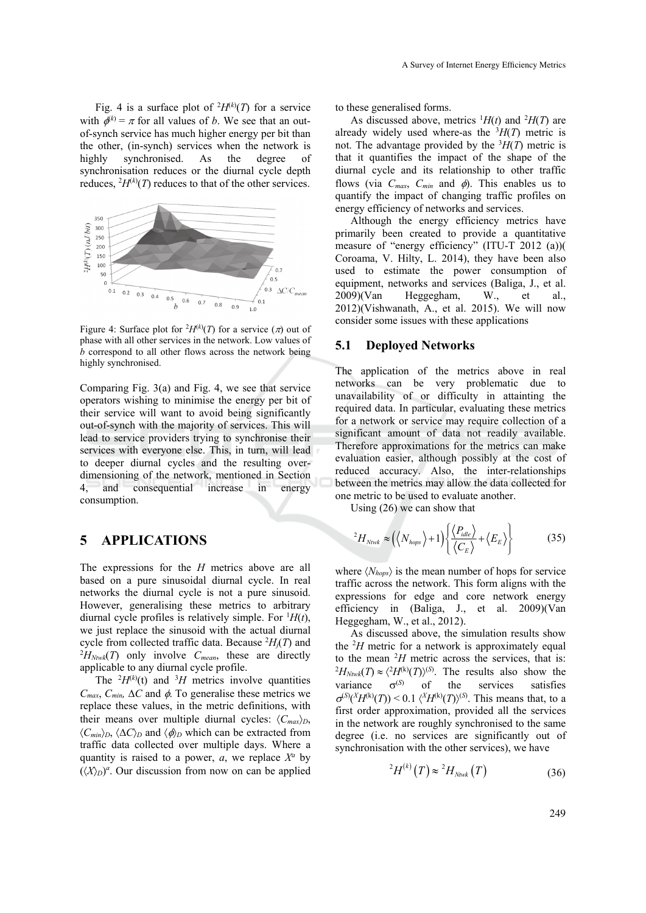Fig. 4 is a surface plot of ${}^2H^{(k)}(T)$ for a service with $\phi^{(k)} = \pi$ for all values of $b$. We see that an out-of-synch service has much higher energy per bit than the other, (in-synch) services when the network is highly synchronised. As the degree of synchronisation reduces or the diurnal cycle depth reduces, ${}^2H^{(k)}(T)$ reduces to that of the other services.

Figure 4: Surface plot for ${}^2H^{(k)}(T)$ for a service ($\pi$) out of phase with all other services in the network. Low values of $b$ correspond to all other flows across the network being highly synchronised.

Comparing Fig. 3(a) and Fig. 4, we see that service operators wishing to minimise the energy per bit of their service will want to avoid being significantly out-of-synch with the majority of services. This will lead to service providers trying to synchronise their services with everyone else. This, in turn, will lead to deeper diurnal cycles and the resulting over-dimensioning of the network, mentioned in Section 4, and consequential increase in energy consumption.

## 5 APPLICATIONS

The expressions for the $H$ metrics above are all based on a pure sinusoidal diurnal cycle. In real networks the diurnal cycle is not a pure sinusoid. However, generalising these metrics to arbitrary diurnal cycle profiles is relatively simple. For ${}^1H(t)$, we just replace the sinusoid with the actual diurnal cycle from collected traffic data. Because ${}^2H_j(T)$ and ${}^2H_{Ntwk}(T)$ only involve $C_{mean}$, these are directly applicable to any diurnal cycle profile.

The ${}^2H^{(k)}(t)$ and ${}^3H$ metrics involve quantities $C_{max}$, $C_{min}$, $\Delta C$ and $\phi$. To generalise these metrics we replace these values, in the metric definitions, with their means over multiple diurnal cycles: $\langle C_{max}\rangle_D$, $\langle C_{min}\rangle_D$, $\langle \Delta C\rangle_D$ and $\langle \phi\rangle_D$ which can be extracted from traffic data collected over multiple days. Where a quantity is raised to a power, $a$, we replace $X^a$ by $(\langle X\rangle_D)^a$. Our discussion from now on can be applied to these generalised forms.

As discussed above, metrics ${}^1H(t)$ and ${}^2H(T)$ are already widely used where-as the ${}^3H(T)$ metric is not. The advantage provided by the ${}^3H(T)$ metric is that it quantifies the impact of the shape of the diurnal cycle and its relationship to other traffic flows (via $C_{max}$, $C_{min}$ and $\phi$). This enables us to quantify the impact of changing traffic profiles on energy efficiency of networks and services.

Although the energy efficiency metrics have primarily been created to provide a quantitative measure of "energy efficiency" (ITU-T 2012 (a))( Coroama, V. Hilty, L. 2014), they have been also used to estimate the power consumption of equipment, networks and services (Baliga, J., et al. 2009)(Van Heggegham, W., et al., 2012)(Vishwanath, A., et al. 2015). We will now consider some issues with these applications

### 5.1 Deployed Networks

The application of the metrics above in real networks can be very problematic due to unavailability of or difficulty in attainting the required data. In particular, evaluating these metrics for a network or service may require collection of a significant amount of data not readily available. Therefore approximations for the metrics can make evaluation easier, although possibly at the cost of reduced accuracy. Also, the inter-relationships between the metrics may allow the data collected for one metric to be used to evaluate another.

Using (26) we can show that

$$ {}^2H_{Ntwk} \approx \left(\langle N_{hops}\rangle + 1\right)\left\{\frac{\langle P_{idle}\rangle}{\langle C_E\rangle} + \langle E_E\rangle\right\} \tag{35} $$

where $\langle N_{hops}\rangle$ is the mean number of hops for service traffic across the network. This form aligns with the expressions for edge and core network energy efficiency in (Baliga, J., et al. 2009)(Van Heggegham, W., et al., 2012).

As discussed above, the simulation results show the ${}^2H$ metric for a network is approximately equal to the mean ${}^2H$ metric across the services, that is: ${}^2H_{Ntwk}(T) \approx \langle {}^2H^{(k)}(T)\rangle^{(S)}$. The results also show the variance $\sigma^{(S)}$ of the services satisfies $\sigma^{(S)}({}^XH^{(k)}(T)) < 0.1\, \langle {}^XH^{(k)}(T)\rangle^{(S)}$. This means that, to a first order approximation, provided all the services in the network are roughly synchronised to the same degree (i.e. no services are significantly out of synchronisation with the other services), we have

$$ {}^2H^{(k)}(T) \approx {}^2H_{Ntwk}(T) \tag{36} $$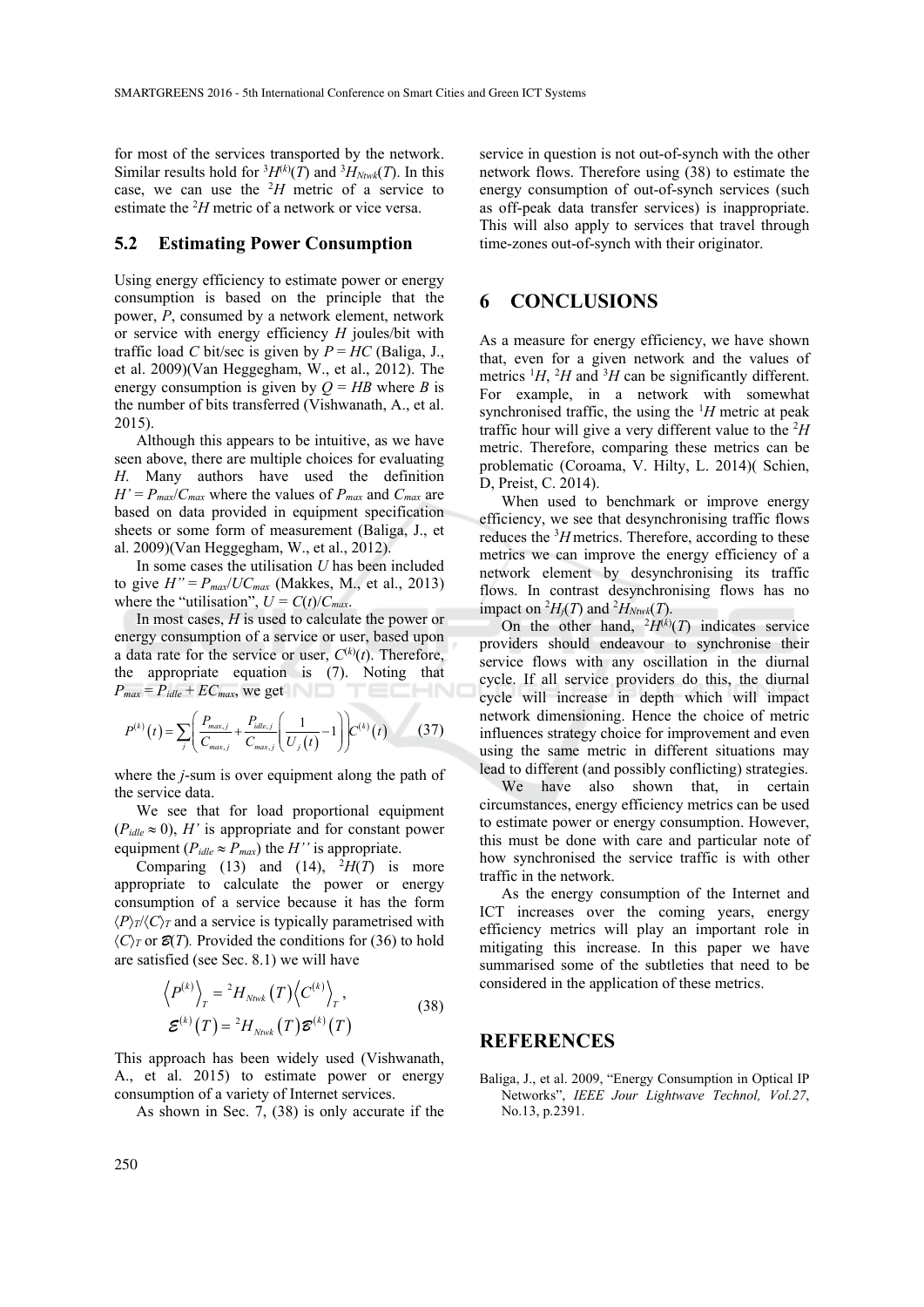for most of the services transported by the network. Similar results hold for ${}^3H^{(k)}(T)$ and ${}^3H_{Ntwk}(T)$. In this case, we can use the ${}^2H$ metric of a service to estimate the ${}^2H$ metric of a network or vice versa.

## 5.2 Estimating Power Consumption

Using energy efficiency to estimate power or energy consumption is based on the principle that the power, $P$, consumed by a network element, network or service with energy efficiency $H$ joules/bit with traffic load $C$ bit/sec is given by $P = HC$ (Baliga, J., et al. 2009)(Van Heggegham, W., et al., 2012). The energy consumption is given by $Q = HB$ where $B$ is the number of bits transferred (Vishwanath, A., et al. 2015).

Although this appears to be intuitive, as we have seen above, there are multiple choices for evaluating $H$. Many authors have used the definition $H' = P_{max}/C_{max}$ where the values of $P_{max}$ and $C_{max}$ are based on data provided in equipment specification sheets or some form of measurement (Baliga, J., et al. 2009)(Van Heggegham, W., et al., 2012).

In some cases the utilisation $U$ has been included to give $H'' = P_{max}/UC_{max}$ (Makkes, M., et al., 2013) where the "utilisation", $U = C(t)/C_{max}$.

In most cases, $H$ is used to calculate the power or energy consumption of a service or user, based upon a data rate for the service or user, $C^{(k)}(t)$. Therefore, the appropriate equation is (7). Noting that $P_{max} = P_{idle} + EC_{max}$, we get

$$P^{(k)}(t) = \sum_j \left( \frac{P_{max,j}}{C_{max,j}} + \frac{P_{idle,j}}{C_{max,j}} \left( \frac{1}{U_j(t)} - 1 \right) \right) C^{(k)}(t) \qquad (37)$$

where the $j$-sum is over equipment along the path of the service data.

We see that for load proportional equipment ($P_{idle} \approx 0$), $H'$ is appropriate and for constant power equipment ($P_{idle} \approx P_{max}$) the $H''$ is appropriate.

Comparing (13) and (14), ${}^2H(T)$ is more appropriate to calculate the power or energy consumption of a service because it has the form $\langle P \rangle_T / \langle C \rangle_T$ and a service is typically parametrised with $\langle C \rangle_T$ or $\mathcal{B}(T)$. Provided the conditions for (36) to hold are satisfied (see Sec. 8.1) we will have

$$\begin{aligned} \left\langle P^{(k)} \right\rangle_T &= {}^2H_{Ntwk}(T) \left\langle C^{(k)} \right\rangle_T, \\ \mathcal{B}^{(k)}(T) &= {}^2H_{Ntwk}(T) \mathcal{B}^{(k)}(T) \end{aligned} \qquad (38)$$

This approach has been widely used (Vishwanath, A., et al. 2015) to estimate power or energy consumption of a variety of Internet services.

As shown in Sec. 7, (38) is only accurate if the service in question is not out-of-synch with the other network flows. Therefore using (38) to estimate the energy consumption of out-of-synch services (such as off-peak data transfer services) is inappropriate. This will also apply to services that travel through time-zones out-of-synch with their originator.

# 6 CONCLUSIONS

As a measure for energy efficiency, we have shown that, even for a given network and the values of metrics ${}^1H$, ${}^2H$ and ${}^3H$ can be significantly different. For example, in a network with somewhat synchronised traffic, the using the ${}^1H$ metric at peak traffic hour will give a very different value to the ${}^2H$ metric. Therefore, comparing these metrics can be problematic (Coroama, V. Hilty, L. 2014)( Schien, D, Preist, C. 2014).

When used to benchmark or improve energy efficiency, we see that desynchronising traffic flows reduces the ${}^3H$ metrics. Therefore, according to these metrics we can improve the energy efficiency of a network element by desynchronising its traffic flows. In contrast desynchronising flows has no impact on ${}^2H_j(T)$ and ${}^2H_{Ntwk}(T)$.

On the other hand, ${}^2H^{(k)}(T)$ indicates service providers should endeavour to synchronise their service flows with any oscillation in the diurnal cycle. If all service providers do this, the diurnal cycle will increase in depth which will impact network dimensioning. Hence the choice of metric influences strategy choice for improvement and even using the same metric in different situations may lead to different (and possibly conflicting) strategies.

We have also shown that, in certain circumstances, energy efficiency metrics can be used to estimate power or energy consumption. However, this must be done with care and particular note of how synchronised the service traffic is with other traffic in the network.

As the energy consumption of the Internet and ICT increases over the coming years, energy efficiency metrics will play an important role in mitigating this increase. In this paper we have summarised some of the subtleties that need to be considered in the application of these metrics.

# REFERENCES

Baliga, J., et al. 2009, "Energy Consumption in Optical IP Networks", *IEEE Jour Lightwave Technol, Vol.27*, No.13, p.2391.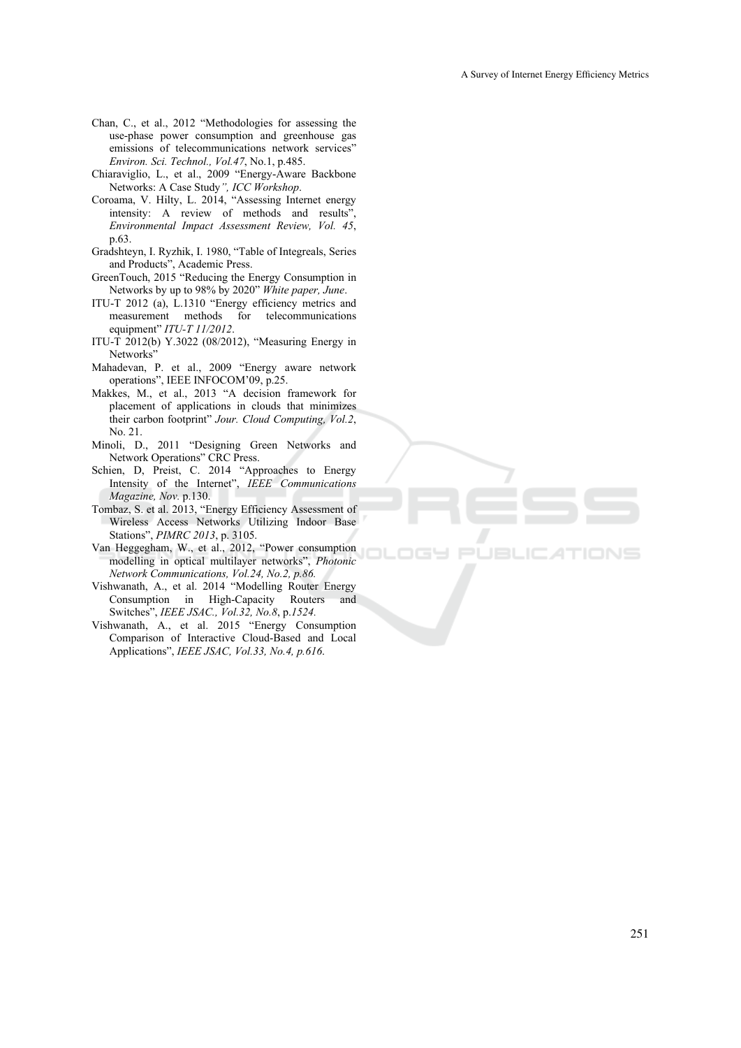Chan, C., et al., 2012 "Methodologies for assessing the use-phase power consumption and greenhouse gas emissions of telecommunications network services" *Environ. Sci. Technol., Vol.47*, No.1, p.485.

Chiaraviglio, L., et al., 2009 "Energy-Aware Backbone Networks: A Case Study*", ICC Workshop*.

Coroama, V. Hilty, L. 2014, "Assessing Internet energy intensity: A review of methods and results", *Environmental Impact Assessment Review, Vol. 45*, p.63.

Gradshteyn, I. Ryzhik, I. 1980, "Table of Integreals, Series and Products", Academic Press.

GreenTouch, 2015 "Reducing the Energy Consumption in Networks by up to 98% by 2020" *White paper, June*.

ITU-T 2012 (a), L.1310 "Energy efficiency metrics and measurement methods for telecommunications equipment" *ITU-T 11/2012*.

ITU-T 2012(b) Y.3022 (08/2012), "Measuring Energy in Networks"

Mahadevan, P. et al., 2009 "Energy aware network operations", IEEE INFOCOM'09, p.25.

Makkes, M., et al., 2013 "A decision framework for placement of applications in clouds that minimizes their carbon footprint" *Jour. Cloud Computing, Vol.2*, No. 21.

Minoli, D., 2011 "Designing Green Networks and Network Operations" CRC Press.

Schien, D, Preist, C. 2014 "Approaches to Energy Intensity of the Internet", *IEEE Communications Magazine, Nov.* p.130.

Tombaz, S. et al. 2013, "Energy Efficiency Assessment of Wireless Access Networks Utilizing Indoor Base Stations", *PIMRC 2013*, p. 3105.

Van Heggegham, W., et al., 2012, "Power consumption modelling in optical multilayer networks", *Photonic Network Communications, Vol.24, No.2, p.86.*

Vishwanath, A., et al. 2014 "Modelling Router Energy Consumption in High-Capacity Routers and Switches", *IEEE JSAC., Vol.32, No.8*, p.*1524.*

Vishwanath, A., et al. 2015 "Energy Consumption Comparison of Interactive Cloud-Based and Local Applications", *IEEE JSAC, Vol.33, No.4, p.616*.